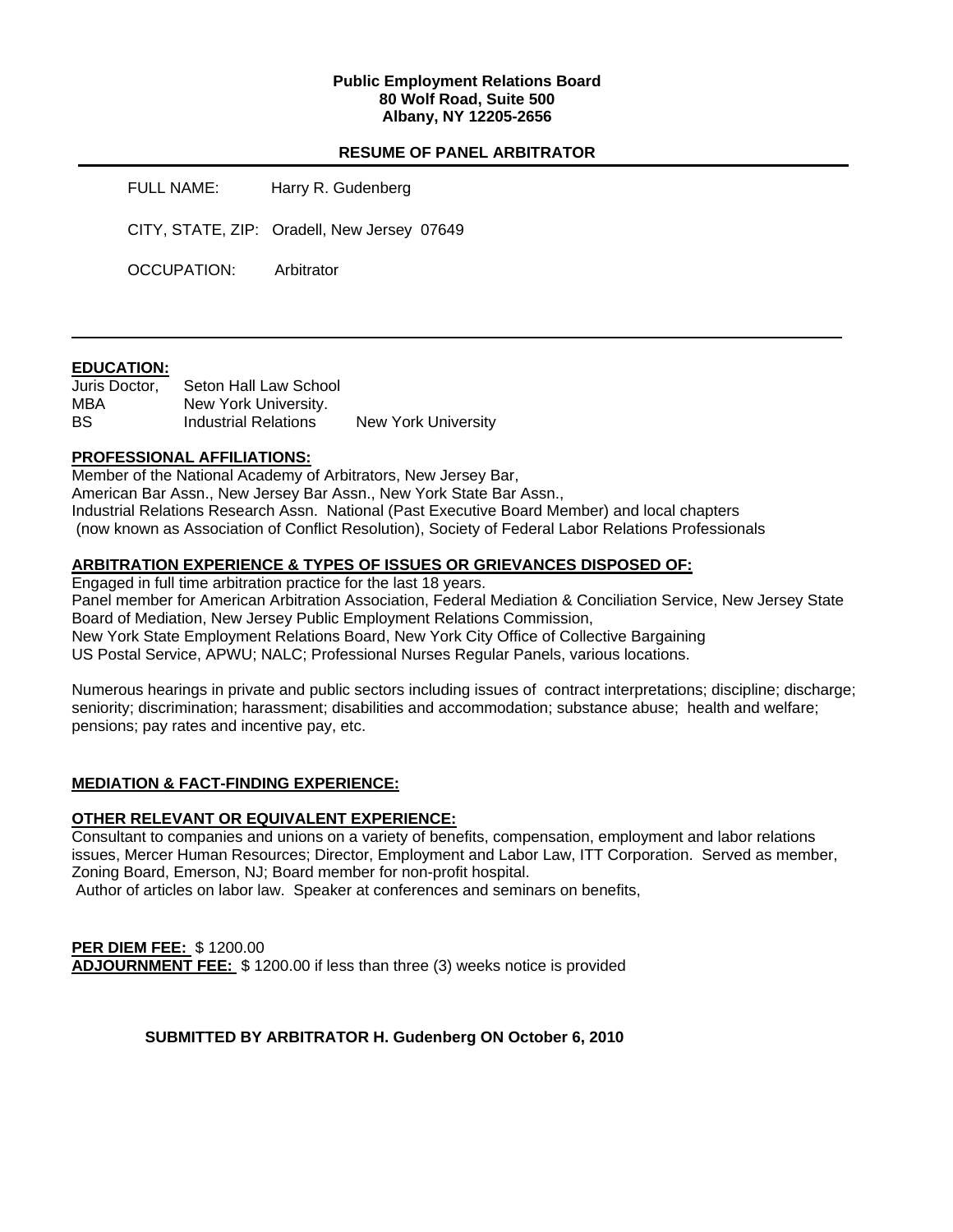**Public Employment Relations Board**
**80 Wolf Road, Suite 500**
**Albany, NY 12205-2656**

## RESUME OF PANEL ARBITRATOR

FULL NAME: Harry R. Gudenberg

CITY, STATE, ZIP: Oradell, New Jersey 07649

OCCUPATION: Arbitrator

---

### EDUCATION:

| | | |
|---|---|---|
| Juris Doctor, | Seton Hall Law School | |
| MBA | New York University. | |
| BS | Industrial Relations | New York University |

### PROFESSIONAL AFFILIATIONS:

Member of the National Academy of Arbitrators, New Jersey Bar,
American Bar Assn., New Jersey Bar Assn., New York State Bar Assn.,
Industrial Relations Research Assn. National (Past Executive Board Member) and local chapters
(now known as Association of Conflict Resolution), Society of Federal Labor Relations Professionals

### ARBITRATION EXPERIENCE & TYPES OF ISSUES OR GRIEVANCES DISPOSED OF:

Engaged in full time arbitration practice for the last 18 years.
Panel member for American Arbitration Association, Federal Mediation & Conciliation Service, New Jersey State Board of Mediation, New Jersey Public Employment Relations Commission,
New York State Employment Relations Board, New York City Office of Collective Bargaining
US Postal Service, APWU; NALC; Professional Nurses Regular Panels, various locations.

Numerous hearings in private and public sectors including issues of contract interpretations; discipline; discharge; seniority; discrimination; harassment; disabilities and accommodation; substance abuse; health and welfare; pensions; pay rates and incentive pay, etc.

### MEDIATION & FACT-FINDING EXPERIENCE:

### OTHER RELEVANT OR EQUIVALENT EXPERIENCE:

Consultant to companies and unions on a variety of benefits, compensation, employment and labor relations issues, Mercer Human Resources; Director, Employment and Labor Law, ITT Corporation. Served as member, Zoning Board, Emerson, NJ; Board member for non-profit hospital.
Author of articles on labor law. Speaker at conferences and seminars on benefits,

**PER DIEM FEE:** $ 1200.00
**ADJOURNMENT FEE:** $ 1200.00 if less than three (3) weeks notice is provided

**SUBMITTED BY ARBITRATOR H. Gudenberg ON October 6, 2010**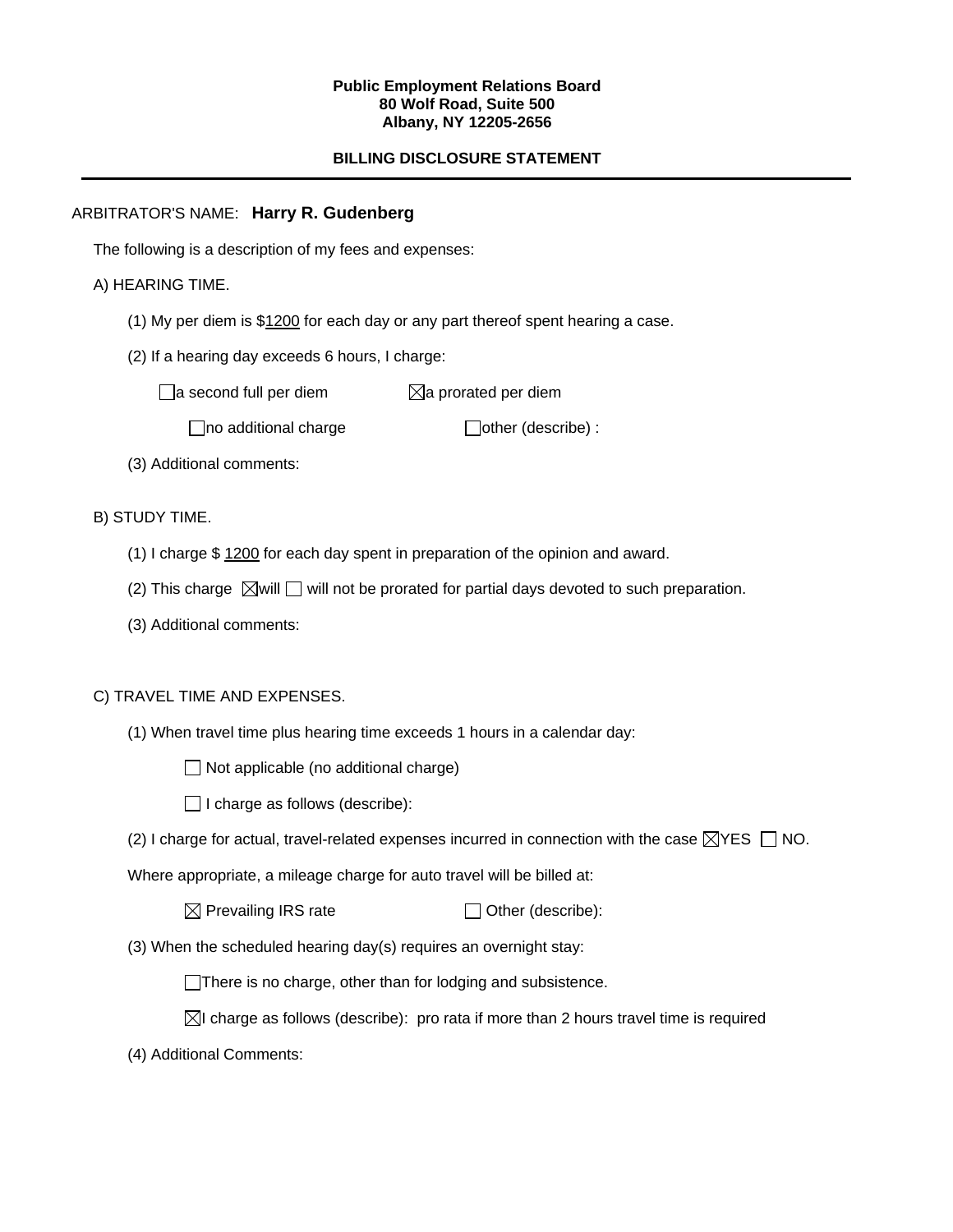**Public Employment Relations Board**
**80 Wolf Road, Suite 500**
**Albany, NY 12205-2656**

**BILLING DISCLOSURE STATEMENT**

---

ARBITRATOR'S NAME: **Harry R. Gudenberg**

The following is a description of my fees and expenses:

A) HEARING TIME.

(1) My per diem is $1200 for each day or any part thereof spent hearing a case.

(2) If a hearing day exceeds 6 hours, I charge:

☐ a second full per diem ☒ a prorated per diem

☐ no additional charge ☐ other (describe) :

(3) Additional comments:

B) STUDY TIME.

(1) I charge $ 1200 for each day spent in preparation of the opinion and award.

(2) This charge ☒ will ☐ will not be prorated for partial days devoted to such preparation.

(3) Additional comments:

C) TRAVEL TIME AND EXPENSES.

(1) When travel time plus hearing time exceeds 1 hours in a calendar day:

☐ Not applicable (no additional charge)

☐ I charge as follows (describe):

(2) I charge for actual, travel-related expenses incurred in connection with the case ☒ YES ☐ NO.

Where appropriate, a mileage charge for auto travel will be billed at:

☒ Prevailing IRS rate ☐ Other (describe):

(3) When the scheduled hearing day(s) requires an overnight stay:

☐ There is no charge, other than for lodging and subsistence.

☒ I charge as follows (describe): pro rata if more than 2 hours travel time is required

(4) Additional Comments: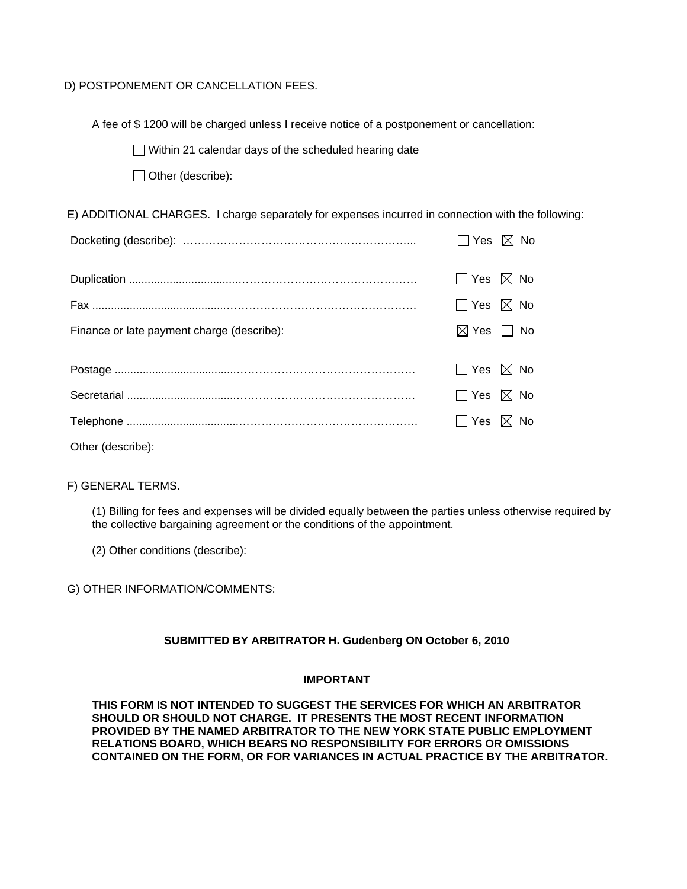D) POSTPONEMENT OR CANCELLATION FEES.

A fee of $ 1200 will be charged unless I receive notice of a postponement or cancellation:

☐ Within 21 calendar days of the scheduled hearing date

☐ Other (describe):

E) ADDITIONAL CHARGES. I charge separately for expenses incurred in connection with the following:

| | |
|---|---|
| Docketing (describe): | ☐ Yes ☒ No |
| Duplication | ☐ Yes ☒ No |
| Fax | ☐ Yes ☒ No |
| Finance or late payment charge (describe): | ☒ Yes ☐ No |
| Postage | ☐ Yes ☒ No |
| Secretarial | ☐ Yes ☒ No |
| Telephone | ☐ Yes ☒ No |

Other (describe):

F) GENERAL TERMS.

(1) Billing for fees and expenses will be divided equally between the parties unless otherwise required by the collective bargaining agreement or the conditions of the appointment.

(2) Other conditions (describe):

G) OTHER INFORMATION/COMMENTS:

**SUBMITTED BY ARBITRATOR H. Gudenberg ON October 6, 2010**

**IMPORTANT**

**THIS FORM IS NOT INTENDED TO SUGGEST THE SERVICES FOR WHICH AN ARBITRATOR SHOULD OR SHOULD NOT CHARGE. IT PRESENTS THE MOST RECENT INFORMATION PROVIDED BY THE NAMED ARBITRATOR TO THE NEW YORK STATE PUBLIC EMPLOYMENT RELATIONS BOARD, WHICH BEARS NO RESPONSIBILITY FOR ERRORS OR OMISSIONS CONTAINED ON THE FORM, OR FOR VARIANCES IN ACTUAL PRACTICE BY THE ARBITRATOR.**